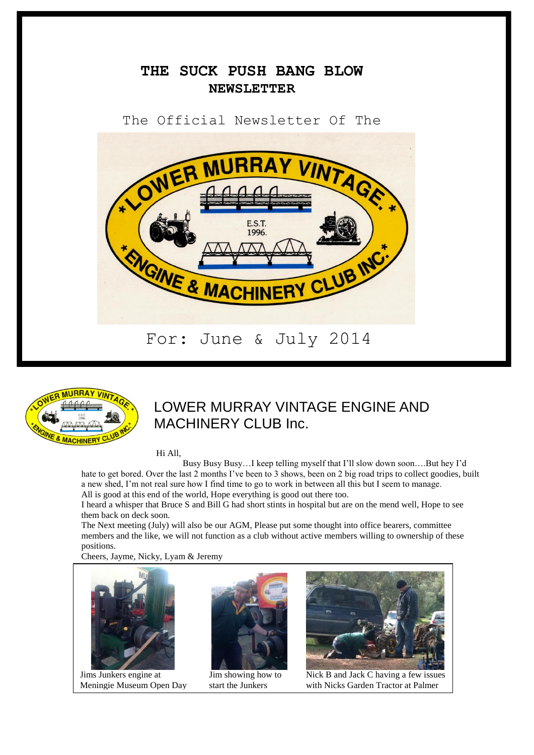# THE SUCK PUSH BANG BLOW NEWSLETTER

The Official Newsletter Of The

LOWER MURRAY VINTAGE ENGINE & MACHINERY CLUB INC.

E.S.T. 1996.

For: June & July 2014

## LOWER MURRAY VINTAGE ENGINE AND MACHINERY CLUB Inc.

Hi All,

Busy Busy Busy…I keep telling myself that I'll slow down soon….But hey I'd hate to get bored. Over the last 2 months I've been to 3 shows, been on 2 big road trips to collect goodies, built a new shed, I'm not real sure how I find time to go to work in between all this but I seem to manage.

All is good at this end of the world, Hope everything is good out there too.

I heard a whisper that Bruce S and Bill G had short stints in hospital but are on the mend well, Hope to see them back on deck soon.

The Next meeting (July) will also be our AGM, Please put some thought into office bearers, committee members and the like, we will not function as a club without active members willing to ownership of these positions.

Cheers, Jayme, Nicky, Lyam & Jeremy

Jims Junkers engine at Meningie Museum Open Day

Jim showing how to start the Junkers

Nick B and Jack C having a few issues with Nicks Garden Tractor at Palmer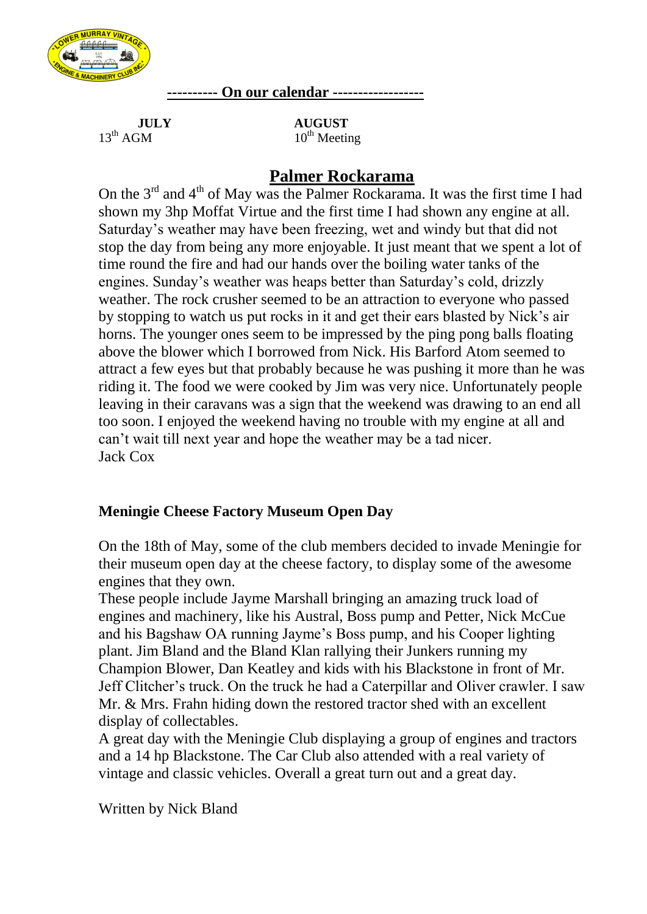**---------- On our calendar ------------------**

| JULY | AUGUST |
|---|---|
| 13th AGM | 10th Meeting |

## Palmer Rockarama

On the 3rd and 4th of May was the Palmer Rockarama. It was the first time I had shown my 3hp Moffat Virtue and the first time I had shown any engine at all. Saturday's weather may have been freezing, wet and windy but that did not stop the day from being any more enjoyable. It just meant that we spent a lot of time round the fire and had our hands over the boiling water tanks of the engines. Sunday's weather was heaps better than Saturday's cold, drizzly weather. The rock crusher seemed to be an attraction to everyone who passed by stopping to watch us put rocks in it and get their ears blasted by Nick's air horns. The younger ones seem to be impressed by the ping pong balls floating above the blower which I borrowed from Nick. His Barford Atom seemed to attract a few eyes but that probably because he was pushing it more than he was riding it. The food we were cooked by Jim was very nice. Unfortunately people leaving in their caravans was a sign that the weekend was drawing to an end all too soon. I enjoyed the weekend having no trouble with my engine at all and can't wait till next year and hope the weather may be a tad nicer.
Jack Cox

### Meningie Cheese Factory Museum Open Day

On the 18th of May, some of the club members decided to invade Meningie for their museum open day at the cheese factory, to display some of the awesome engines that they own.
These people include Jayme Marshall bringing an amazing truck load of engines and machinery, like his Austral, Boss pump and Petter, Nick McCue and his Bagshaw OA running Jayme's Boss pump, and his Cooper lighting plant. Jim Bland and the Bland Klan rallying their Junkers running my Champion Blower, Dan Keatley and kids with his Blackstone in front of Mr. Jeff Clitcher's truck. On the truck he had a Caterpillar and Oliver crawler. I saw Mr. & Mrs. Frahn hiding down the restored tractor shed with an excellent display of collectables.
A great day with the Meningie Club displaying a group of engines and tractors and a 14 hp Blackstone. The Car Club also attended with a real variety of vintage and classic vehicles. Overall a great turn out and a great day.

Written by Nick Bland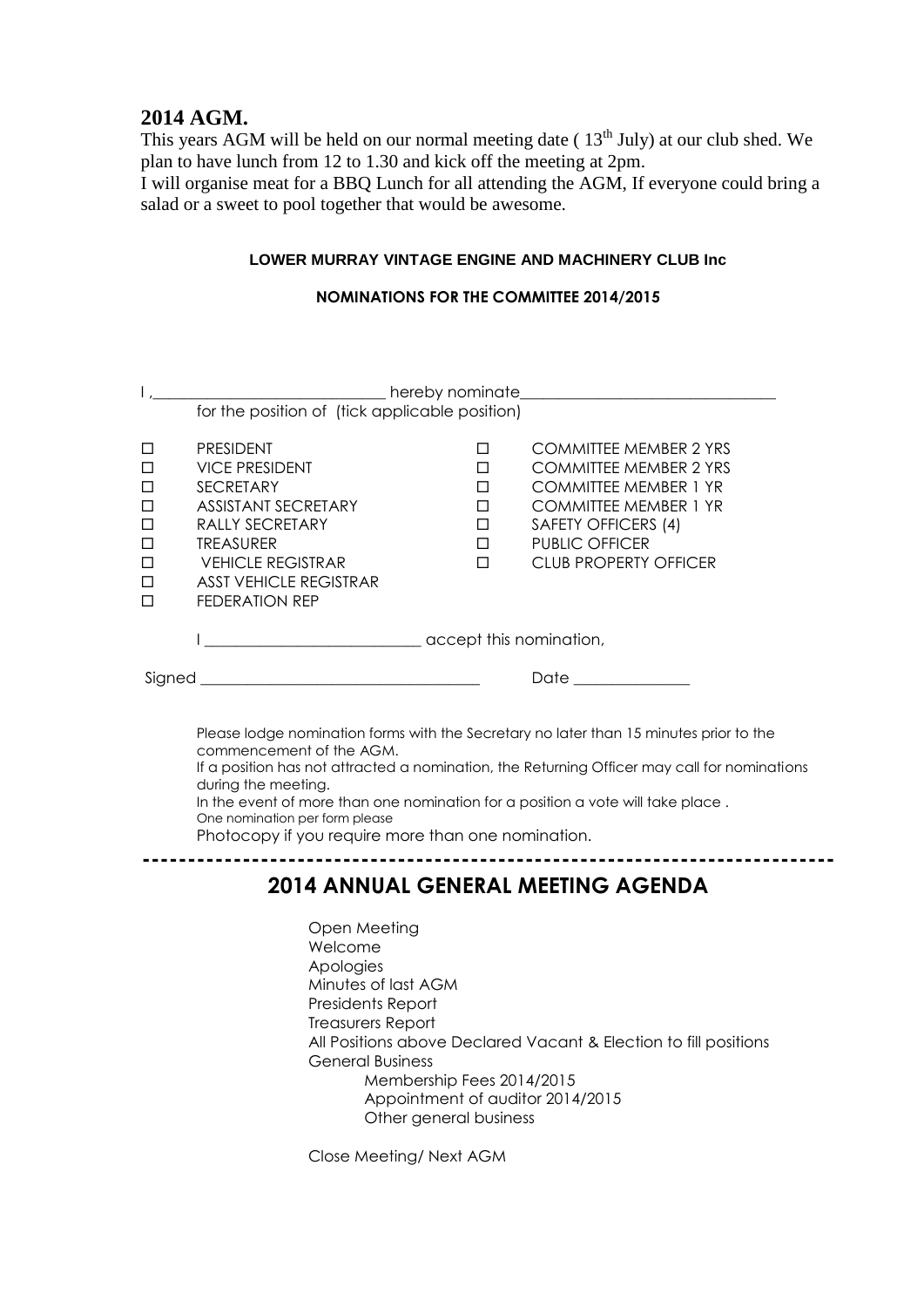## 2014 AGM.

This years AGM will be held on our normal meeting date ( 13$^{th}$ July) at our club shed. We plan to have lunch from 12 to 1.30 and kick off the meeting at 2pm.

I will organise meat for a BBQ Lunch for all attending the AGM, If everyone could bring a salad or a sweet to pool together that would be awesome.

**LOWER MURRAY VINTAGE ENGINE AND MACHINERY CLUB Inc**

**NOMINATIONS FOR THE COMMITTEE 2014/2015**

I ,_____________________________ hereby nominate_______________________________

for the position of (tick applicable position)

| | | | |
|---|---|---|---|
| ☐ | PRESIDENT | ☐ | COMMITTEE MEMBER 2 YRS |
| ☐ | VICE PRESIDENT | ☐ | COMMITTEE MEMBER 2 YRS |
| ☐ | SECRETARY | ☐ | COMMITTEE MEMBER 1 YR |
| ☐ | ASSISTANT SECRETARY | ☐ | COMMITTEE MEMBER 1 YR |
| ☐ | RALLY SECRETARY | ☐ | SAFETY OFFICERS (4) |
| ☐ | TREASURER | ☐ | PUBLIC OFFICER |
| ☐ | VEHICLE REGISTRAR | ☐ | CLUB PROPERTY OFFICER |
| ☐ | ASST VEHICLE REGISTRAR | | |
| ☐ | FEDERATION REP | | |

I __________________________ accept this nomination,

Signed ___________________________________ Date ______________

Please lodge nomination forms with the Secretary no later than 15 minutes prior to the commencement of the AGM.

If a position has not attracted a nomination, the Returning Officer may call for nominations during the meeting.

In the event of more than one nomination for a position a vote will take place .

One nomination per form please

Photocopy if you require more than one nomination.

---

## 2014 ANNUAL GENERAL MEETING AGENDA

Open Meeting
Welcome
Apologies
Minutes of last AGM
Presidents Report
Treasurers Report
All Positions above Declared Vacant & Election to fill positions
General Business
- Membership Fees 2014/2015
- Appointment of auditor 2014/2015
- Other general business

Close Meeting/ Next AGM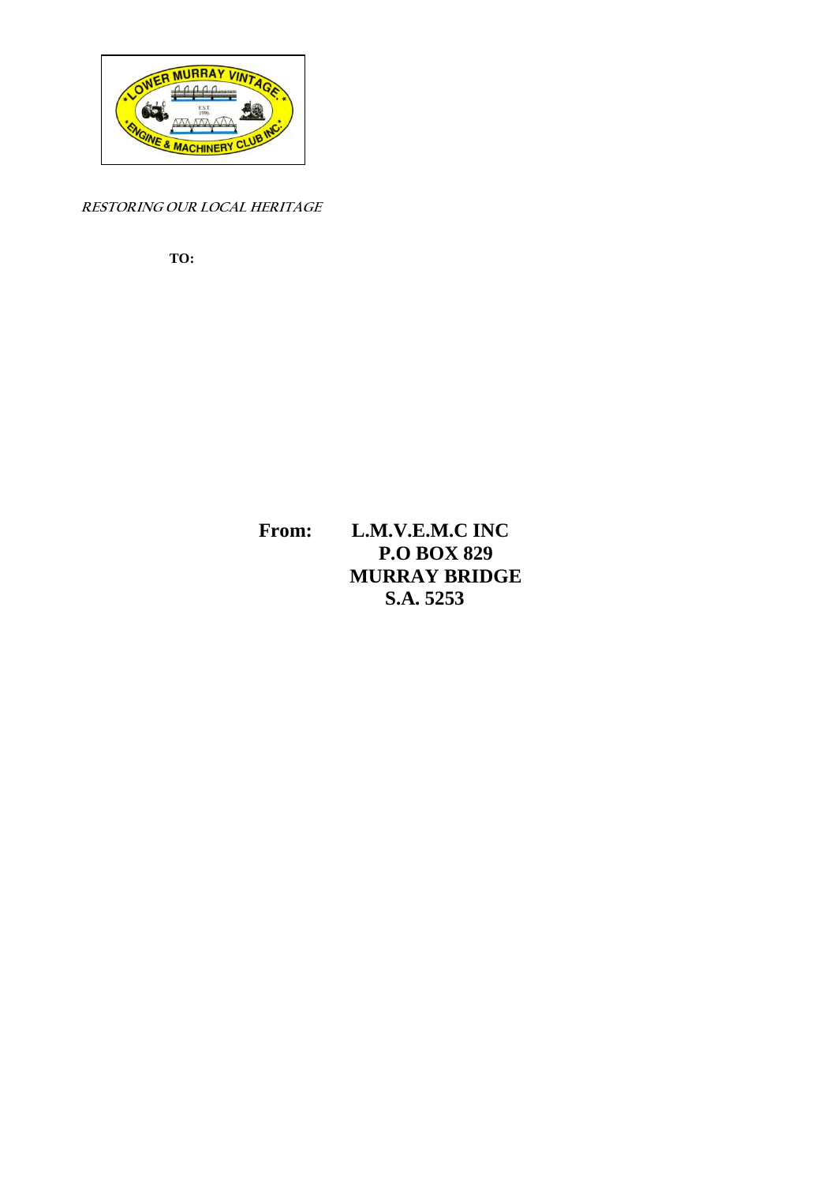***RESTORING OUR LOCAL HERITAGE***

**TO:**

**From: L.M.V.E.M.C INC**
**P.O BOX 829**
**MURRAY BRIDGE**
**S.A. 5253**